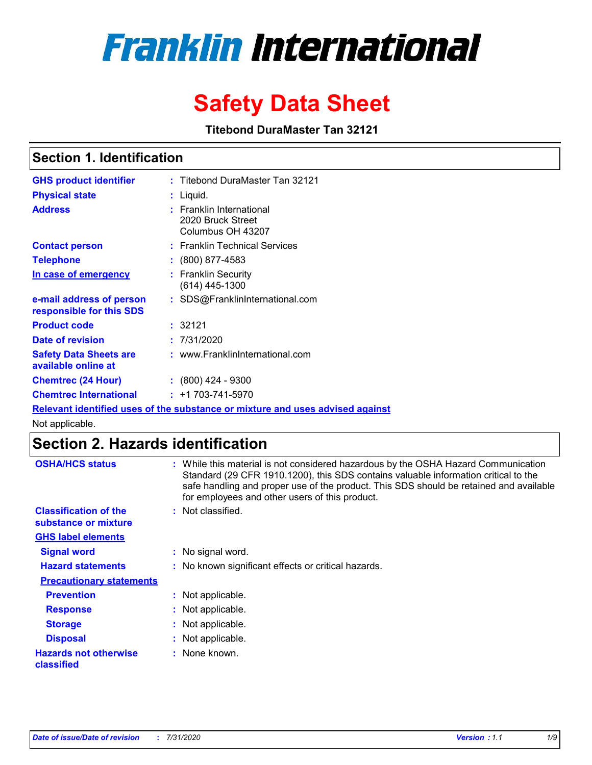# Franklin International

# Safety Data Sheet

**Titebond DuraMaster Tan 32121**

## Section 1. Identification

| | |
|---|---|
| **GHS product identifier** | : Titebond DuraMaster Tan 32121 |
| **Physical state** | : Liquid. |
| **Address** | : Franklin International<br>2020 Bruck Street<br>Columbus OH 43207 |
| **Contact person** | : Franklin Technical Services |
| **Telephone** | : (800) 877-4583 |
| **In case of emergency** | : Franklin Security<br>(614) 445-1300 |
| **e-mail address of person responsible for this SDS** | : SDS@FranklinInternational.com |
| **Product code** | : 32121 |
| **Date of revision** | : 7/31/2020 |
| **Safety Data Sheets are available online at** | : www.FranklinInternational.com |
| **Chemtrec (24 Hour)** | : (800) 424 - 9300 |
| **Chemtrec International** | : +1 703-741-5970 |

**Relevant identified uses of the substance or mixture and uses advised against**

Not applicable.

## Section 2. Hazards identification

**OSHA/HCS status** : While this material is not considered hazardous by the OSHA Hazard Communication Standard (29 CFR 1910.1200), this SDS contains valuable information critical to the safe handling and proper use of the product. This SDS should be retained and available for employees and other users of this product.

**Classification of the substance or mixture** : Not classified.

**GHS label elements**

**Signal word** : No signal word.

**Hazard statements** : No known significant effects or critical hazards.

**Precautionary statements**

**Prevention** : Not applicable.

**Response** : Not applicable.

**Storage** : Not applicable.

**Disposal** : Not applicable.

**Hazards not otherwise classified** : None known.

*Date of issue/Date of revision : 7/31/2020* *Version : 1.1*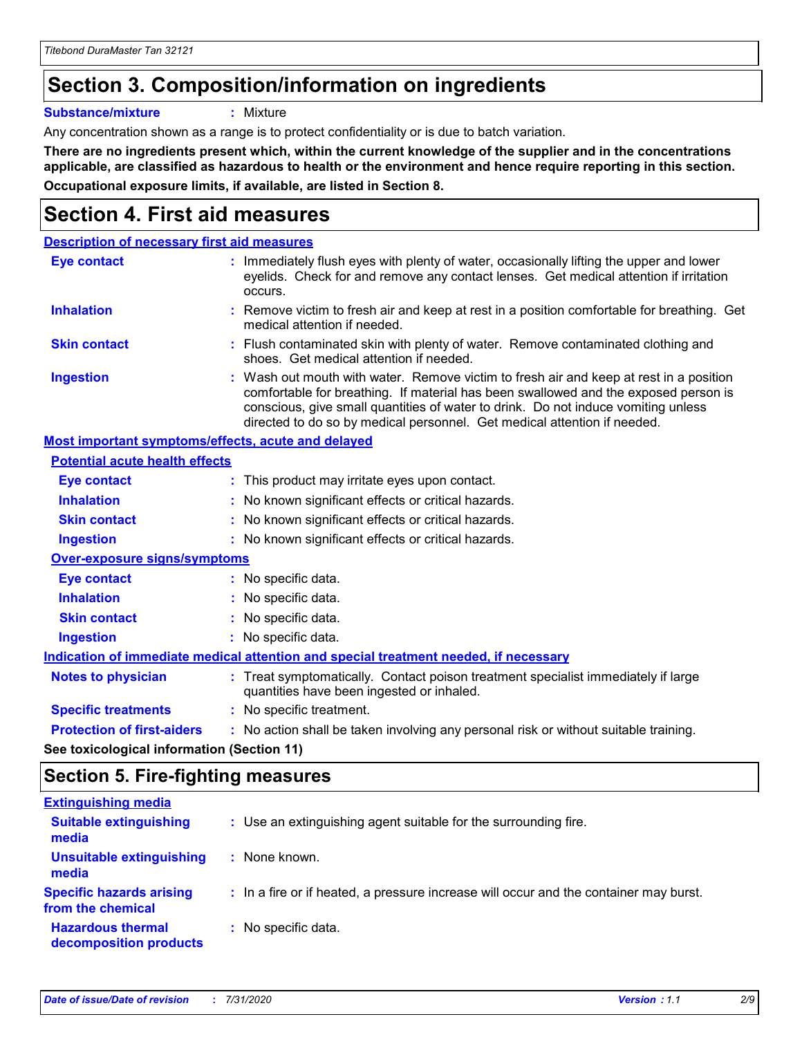# Section 3. Composition/information on ingredients

**Substance/mixture** : Mixture

Any concentration shown as a range is to protect confidentiality or is due to batch variation.

**There are no ingredients present which, within the current knowledge of the supplier and in the concentrations applicable, are classified as hazardous to health or the environment and hence require reporting in this section.**

**Occupational exposure limits, if available, are listed in Section 8.**

# Section 4. First aid measures

**Description of necessary first aid measures**

**Eye contact** : Immediately flush eyes with plenty of water, occasionally lifting the upper and lower eyelids. Check for and remove any contact lenses. Get medical attention if irritation occurs.

**Inhalation** : Remove victim to fresh air and keep at rest in a position comfortable for breathing. Get medical attention if needed.

**Skin contact** : Flush contaminated skin with plenty of water. Remove contaminated clothing and shoes. Get medical attention if needed.

**Ingestion** : Wash out mouth with water. Remove victim to fresh air and keep at rest in a position comfortable for breathing. If material has been swallowed and the exposed person is conscious, give small quantities of water to drink. Do not induce vomiting unless directed to do so by medical personnel. Get medical attention if needed.

**Most important symptoms/effects, acute and delayed**

**Potential acute health effects**

**Eye contact** : This product may irritate eyes upon contact.

**Inhalation** : No known significant effects or critical hazards.

**Skin contact** : No known significant effects or critical hazards.

**Ingestion** : No known significant effects or critical hazards.

**Over-exposure signs/symptoms**

**Eye contact** : No specific data.

**Inhalation** : No specific data.

**Skin contact** : No specific data.

**Ingestion** : No specific data.

**Indication of immediate medical attention and special treatment needed, if necessary**

**Notes to physician** : Treat symptomatically. Contact poison treatment specialist immediately if large quantities have been ingested or inhaled.

**Specific treatments** : No specific treatment.

**Protection of first-aiders** : No action shall be taken involving any personal risk or without suitable training.

**See toxicological information (Section 11)**

# Section 5. Fire-fighting measures

**Extinguishing media**

**Suitable extinguishing media** : Use an extinguishing agent suitable for the surrounding fire.

**Unsuitable extinguishing media** : None known.

**Specific hazards arising from the chemical** : In a fire or if heated, a pressure increase will occur and the container may burst.

**Hazardous thermal decomposition products** : No specific data.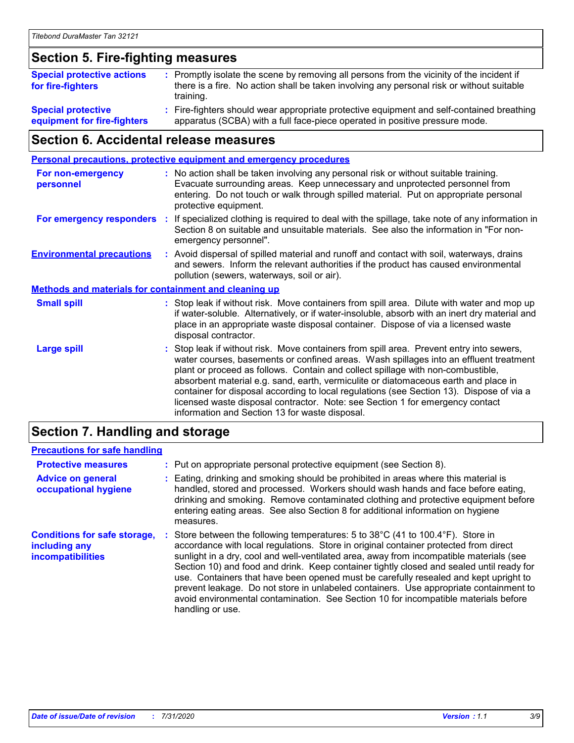## Section 5. Fire-fighting measures

**Special protective actions for fire-fighters** : Promptly isolate the scene by removing all persons from the vicinity of the incident if there is a fire. No action shall be taken involving any personal risk or without suitable training.

**Special protective equipment for fire-fighters** : Fire-fighters should wear appropriate protective equipment and self-contained breathing apparatus (SCBA) with a full face-piece operated in positive pressure mode.

## Section 6. Accidental release measures

### Personal precautions, protective equipment and emergency procedures

**For non-emergency personnel** : No action shall be taken involving any personal risk or without suitable training. Evacuate surrounding areas. Keep unnecessary and unprotected personnel from entering. Do not touch or walk through spilled material. Put on appropriate personal protective equipment.

**For emergency responders** : If specialized clothing is required to deal with the spillage, take note of any information in Section 8 on suitable and unsuitable materials. See also the information in "For non-emergency personnel".

**Environmental precautions** : Avoid dispersal of spilled material and runoff and contact with soil, waterways, drains and sewers. Inform the relevant authorities if the product has caused environmental pollution (sewers, waterways, soil or air).

### Methods and materials for containment and cleaning up

**Small spill** : Stop leak if without risk. Move containers from spill area. Dilute with water and mop up if water-soluble. Alternatively, or if water-insoluble, absorb with an inert dry material and place in an appropriate waste disposal container. Dispose of via a licensed waste disposal contractor.

**Large spill** : Stop leak if without risk. Move containers from spill area. Prevent entry into sewers, water courses, basements or confined areas. Wash spillages into an effluent treatment plant or proceed as follows. Contain and collect spillage with non-combustible, absorbent material e.g. sand, earth, vermiculite or diatomaceous earth and place in container for disposal according to local regulations (see Section 13). Dispose of via a licensed waste disposal contractor. Note: see Section 1 for emergency contact information and Section 13 for waste disposal.

## Section 7. Handling and storage

### Precautions for safe handling

**Protective measures** : Put on appropriate personal protective equipment (see Section 8).

**Advice on general occupational hygiene** : Eating, drinking and smoking should be prohibited in areas where this material is handled, stored and processed. Workers should wash hands and face before eating, drinking and smoking. Remove contaminated clothing and protective equipment before entering eating areas. See also Section 8 for additional information on hygiene measures.

**Conditions for safe storage, including any incompatibilities** : Store between the following temperatures: 5 to 38°C (41 to 100.4°F). Store in accordance with local regulations. Store in original container protected from direct sunlight in a dry, cool and well-ventilated area, away from incompatible materials (see Section 10) and food and drink. Keep container tightly closed and sealed until ready for use. Containers that have been opened must be carefully resealed and kept upright to prevent leakage. Do not store in unlabeled containers. Use appropriate containment to avoid environmental contamination. See Section 10 for incompatible materials before handling or use.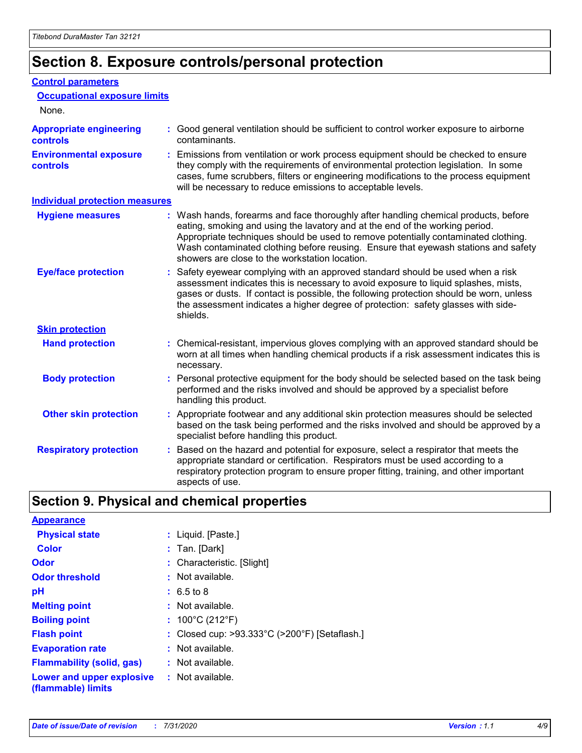# Section 8. Exposure controls/personal protection

## Control parameters

### Occupational exposure limits

None.

**Appropriate engineering controls** : Good general ventilation should be sufficient to control worker exposure to airborne contaminants.

**Environmental exposure controls** : Emissions from ventilation or work process equipment should be checked to ensure they comply with the requirements of environmental protection legislation. In some cases, fume scrubbers, filters or engineering modifications to the process equipment will be necessary to reduce emissions to acceptable levels.

## Individual protection measures

**Hygiene measures** : Wash hands, forearms and face thoroughly after handling chemical products, before eating, smoking and using the lavatory and at the end of the working period. Appropriate techniques should be used to remove potentially contaminated clothing. Wash contaminated clothing before reusing. Ensure that eyewash stations and safety showers are close to the workstation location.

**Eye/face protection** : Safety eyewear complying with an approved standard should be used when a risk assessment indicates this is necessary to avoid exposure to liquid splashes, mists, gases or dusts. If contact is possible, the following protection should be worn, unless the assessment indicates a higher degree of protection: safety glasses with side-shields.

### Skin protection

**Hand protection** : Chemical-resistant, impervious gloves complying with an approved standard should be worn at all times when handling chemical products if a risk assessment indicates this is necessary.

**Body protection** : Personal protective equipment for the body should be selected based on the task being performed and the risks involved and should be approved by a specialist before handling this product.

**Other skin protection** : Appropriate footwear and any additional skin protection measures should be selected based on the task being performed and the risks involved and should be approved by a specialist before handling this product.

**Respiratory protection** : Based on the hazard and potential for exposure, select a respirator that meets the appropriate standard or certification. Respirators must be used according to a respiratory protection program to ensure proper fitting, training, and other important aspects of use.

# Section 9. Physical and chemical properties

## Appearance

**Physical state** : Liquid. [Paste.]

**Color** : Tan. [Dark]

**Odor** : Characteristic. [Slight]

**Odor threshold** : Not available.

**pH** : 6.5 to 8

**Melting point** : Not available.

**Boiling point** : 100°C (212°F)

**Flash point** : Closed cup: >93.333°C (>200°F) [Setaflash.]

**Evaporation rate** : Not available.

**Flammability (solid, gas)** : Not available.

**Lower and upper explosive (flammable) limits** : Not available.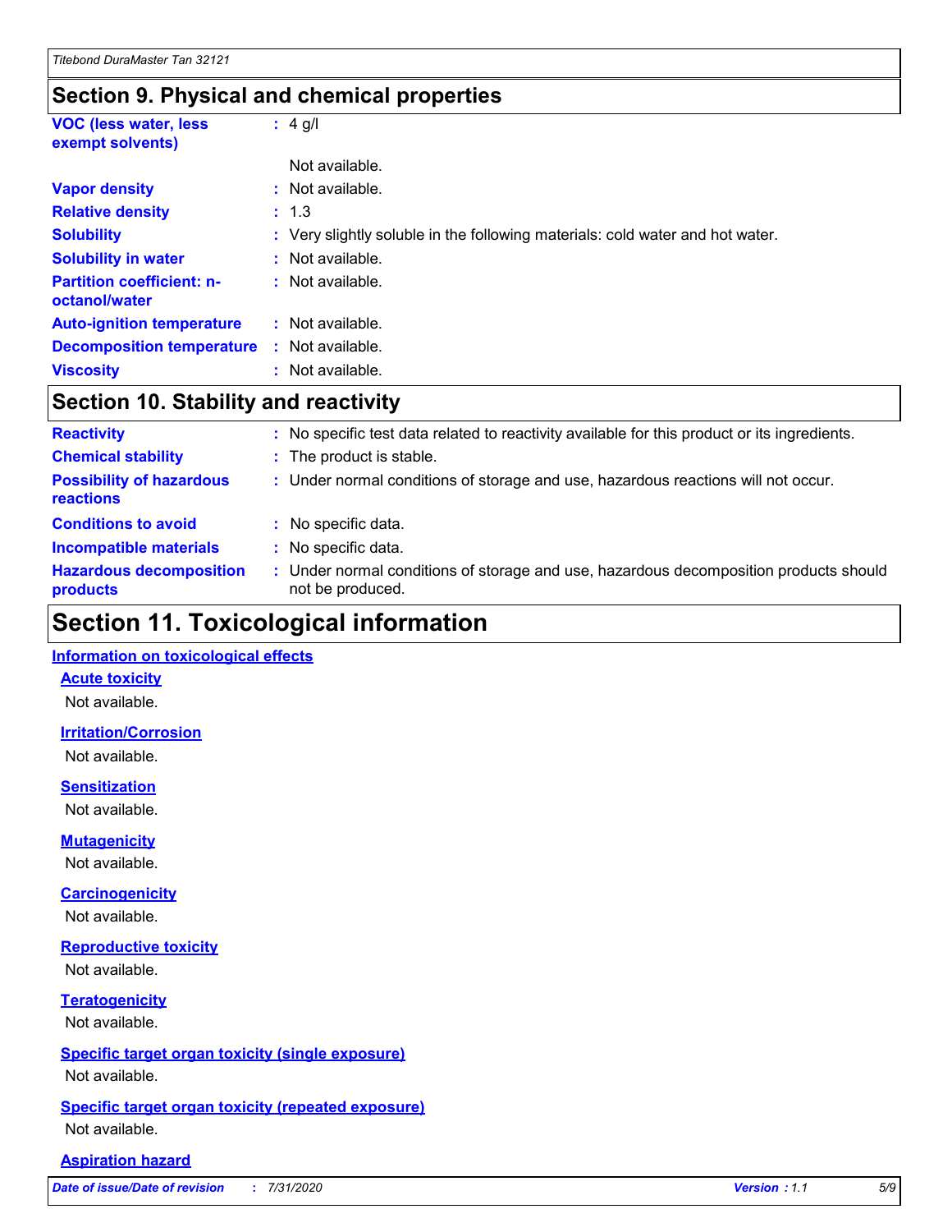## Section 9. Physical and chemical properties

| | |
|---|---|
| **VOC (less water, less exempt solvents)** | : 4 g/l |
| | Not available. |
| **Vapor density** | : Not available. |
| **Relative density** | : 1.3 |
| **Solubility** | : Very slightly soluble in the following materials: cold water and hot water. |
| **Solubility in water** | : Not available. |
| **Partition coefficient: n-octanol/water** | : Not available. |
| **Auto-ignition temperature** | : Not available. |
| **Decomposition temperature** | : Not available. |
| **Viscosity** | : Not available. |

## Section 10. Stability and reactivity

| | |
|---|---|
| **Reactivity** | : No specific test data related to reactivity available for this product or its ingredients. |
| **Chemical stability** | : The product is stable. |
| **Possibility of hazardous reactions** | : Under normal conditions of storage and use, hazardous reactions will not occur. |
| **Conditions to avoid** | : No specific data. |
| **Incompatible materials** | : No specific data. |
| **Hazardous decomposition products** | : Under normal conditions of storage and use, hazardous decomposition products should not be produced. |

# Section 11. Toxicological information

### Information on toxicological effects

#### Acute toxicity

Not available.

#### Irritation/Corrosion

Not available.

#### Sensitization

Not available.

#### Mutagenicity

Not available.

#### Carcinogenicity

Not available.

#### Reproductive toxicity

Not available.

#### Teratogenicity

Not available.

#### Specific target organ toxicity (single exposure)

Not available.

#### Specific target organ toxicity (repeated exposure)

Not available.

#### Aspiration hazard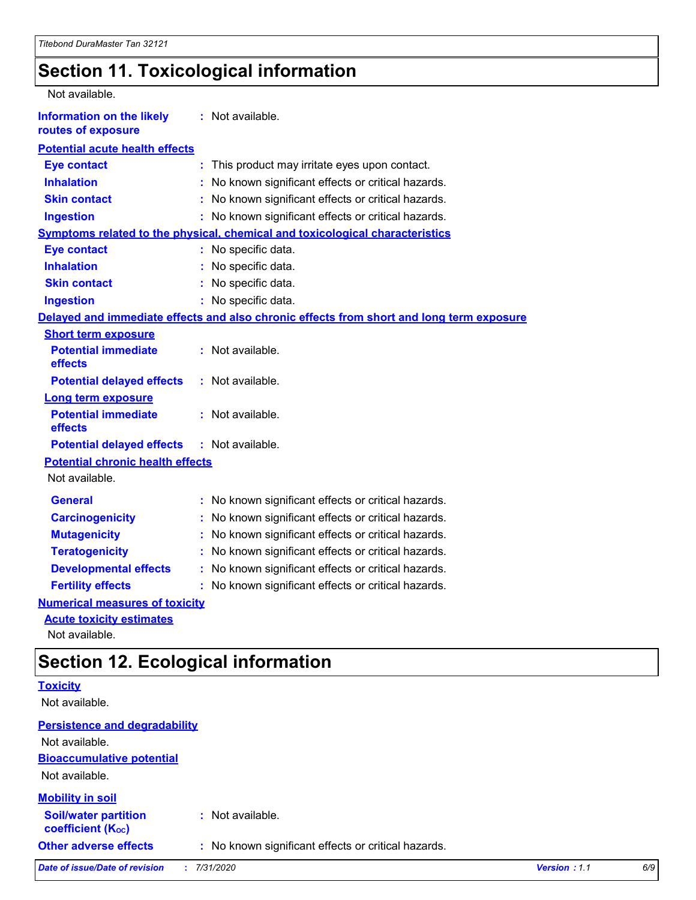# Section 11. Toxicological information

Not available.

**Information on the likely routes of exposure** : Not available.

**Potential acute health effects**

**Eye contact** : This product may irritate eyes upon contact.

**Inhalation** : No known significant effects or critical hazards.

**Skin contact** : No known significant effects or critical hazards.

**Ingestion** : No known significant effects or critical hazards.

**Symptoms related to the physical, chemical and toxicological characteristics**

**Eye contact** : No specific data.

**Inhalation** : No specific data.

**Skin contact** : No specific data.

**Ingestion** : No specific data.

**Delayed and immediate effects and also chronic effects from short and long term exposure**

**Short term exposure**

**Potential immediate effects** : Not available.

**Potential delayed effects** : Not available.

**Long term exposure**

**Potential immediate effects** : Not available.

**Potential delayed effects** : Not available.

**Potential chronic health effects**

Not available.

**General** : No known significant effects or critical hazards.

**Carcinogenicity** : No known significant effects or critical hazards.

**Mutagenicity** : No known significant effects or critical hazards.

**Teratogenicity** : No known significant effects or critical hazards.

**Developmental effects** : No known significant effects or critical hazards.

**Fertility effects** : No known significant effects or critical hazards.

**Numerical measures of toxicity**

**Acute toxicity estimates**

Not available.

# Section 12. Ecological information

**Toxicity**

Not available.

**Persistence and degradability**

Not available.

**Bioaccumulative potential**

Not available.

**Mobility in soil**

**Soil/water partition coefficient ($K_{OC}$)** : Not available.

**Other adverse effects** : No known significant effects or critical hazards.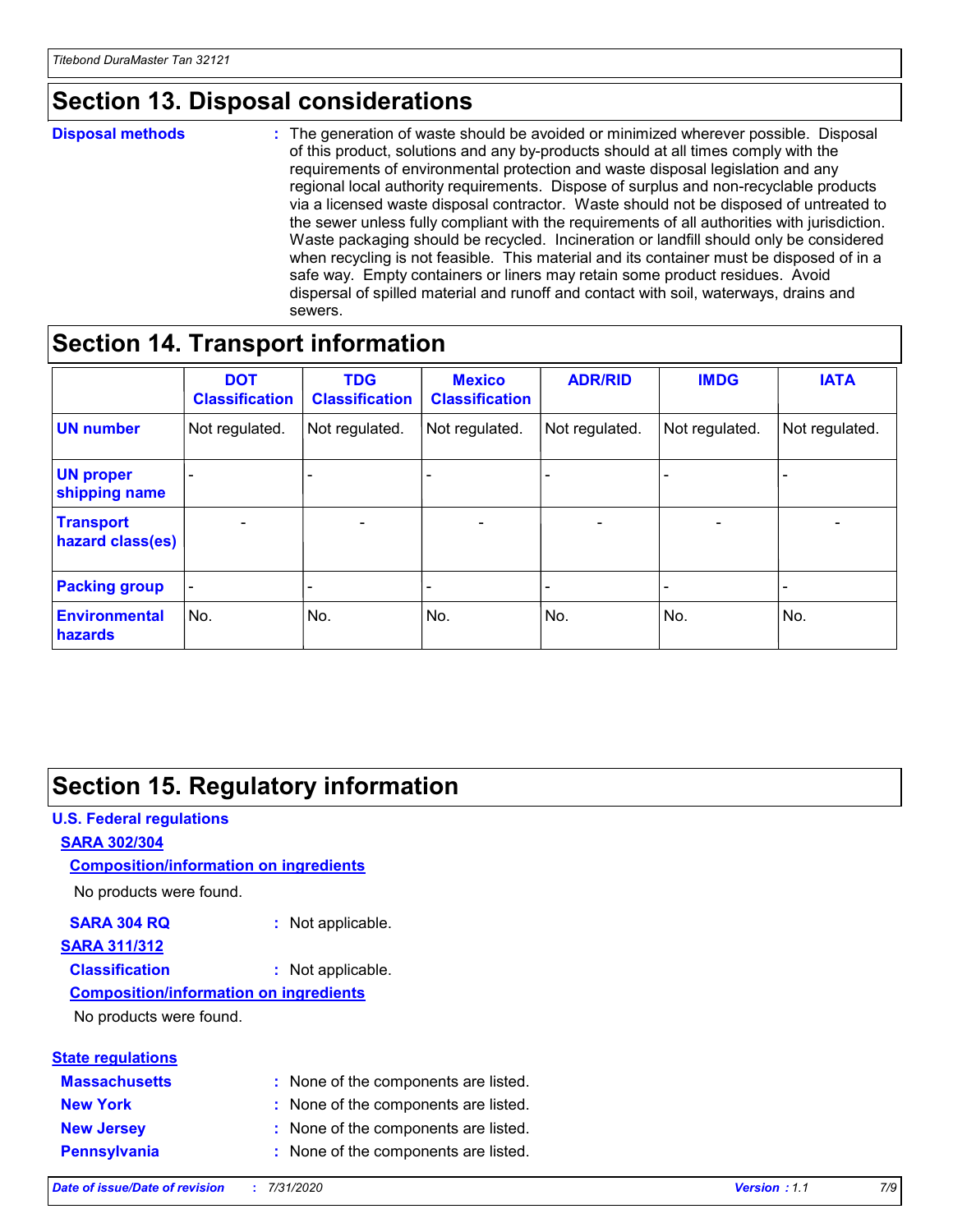## Section 13. Disposal considerations

**Disposal methods** : The generation of waste should be avoided or minimized wherever possible. Disposal of this product, solutions and any by-products should at all times comply with the requirements of environmental protection and waste disposal legislation and any regional local authority requirements. Dispose of surplus and non-recyclable products via a licensed waste disposal contractor. Waste should not be disposed of untreated to the sewer unless fully compliant with the requirements of all authorities with jurisdiction. Waste packaging should be recycled. Incineration or landfill should only be considered when recycling is not feasible. This material and its container must be disposed of in a safe way. Empty containers or liners may retain some product residues. Avoid dispersal of spilled material and runoff and contact with soil, waterways, drains and sewers.

## Section 14. Transport information

| | DOT Classification | TDG Classification | Mexico Classification | ADR/RID | IMDG | IATA |
|---|---|---|---|---|---|---|
| **UN number** | Not regulated. | Not regulated. | Not regulated. | Not regulated. | Not regulated. | Not regulated. |
| **UN proper shipping name** | - | - | - | - | - | - |
| **Transport hazard class(es)** | - | - | - | - | - | - |
| **Packing group** | - | - | - | - | - | - |
| **Environmental hazards** | No. | No. | No. | No. | No. | No. |

## Section 15. Regulatory information

**U.S. Federal regulations**

**SARA 302/304**

**Composition/information on ingredients**

No products were found.

**SARA 304 RQ** : Not applicable.

**SARA 311/312**

**Classification** : Not applicable.

**Composition/information on ingredients**

No products were found.

**State regulations**

**Massachusetts** : None of the components are listed.

**New York** : None of the components are listed.

**New Jersey** : None of the components are listed.

**Pennsylvania** : None of the components are listed.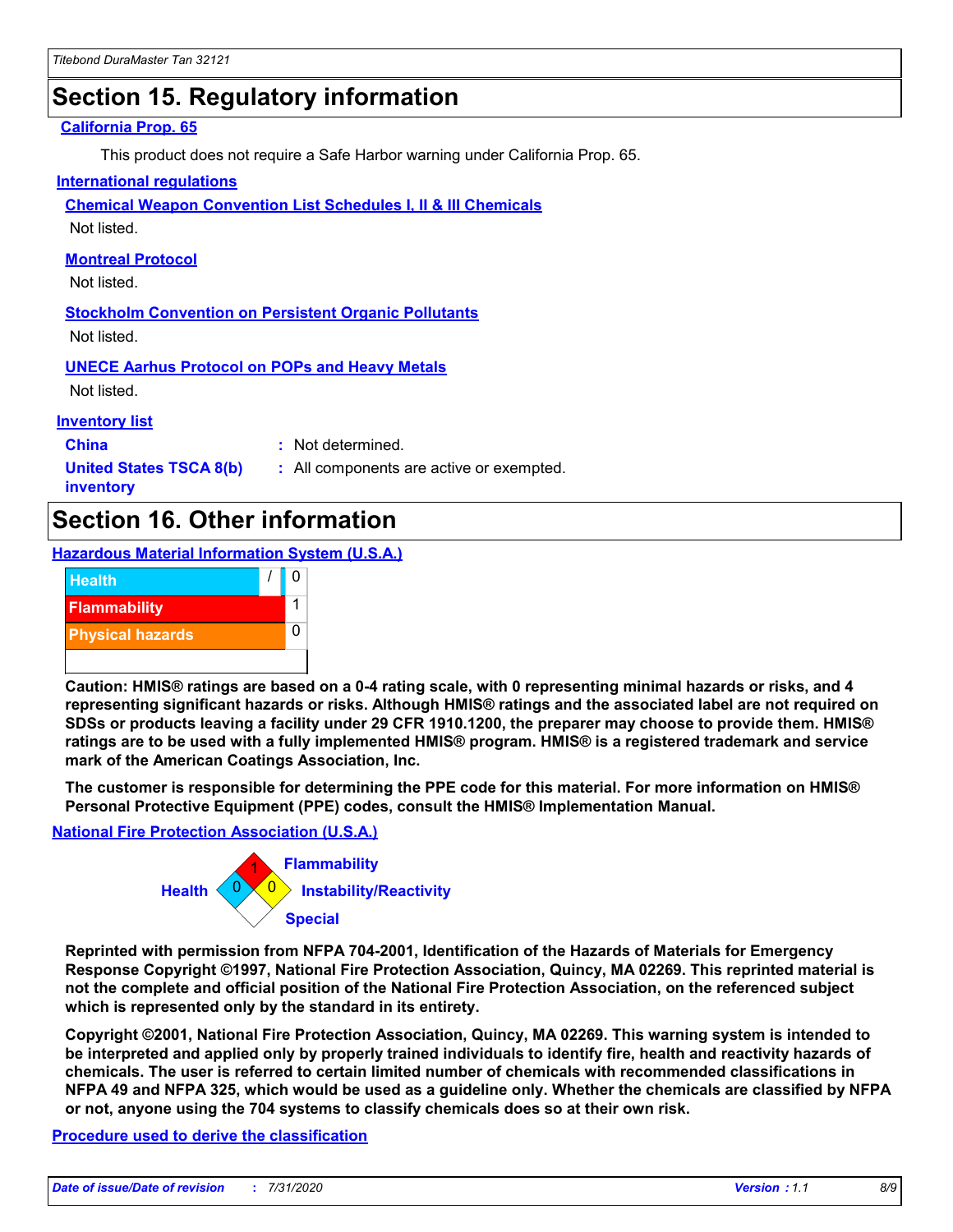# Section 15. Regulatory information

**California Prop. 65**

This product does not require a Safe Harbor warning under California Prop. 65.

**International regulations**

**Chemical Weapon Convention List Schedules I, II & III Chemicals**

Not listed.

**Montreal Protocol**

Not listed.

**Stockholm Convention on Persistent Organic Pollutants**

Not listed.

**UNECE Aarhus Protocol on POPs and Heavy Metals**

Not listed.

**Inventory list**

| | |
|---|---|
| **China** | : Not determined. |
| **United States TSCA 8(b) inventory** | : All components are active or exempted. |

# Section 16. Other information

**Hazardous Material Information System (U.S.A.)**

| | |
|---|---|
| Health | / 0 |
| Flammability | 1 |
| Physical hazards | 0 |

**Caution: HMIS® ratings are based on a 0-4 rating scale, with 0 representing minimal hazards or risks, and 4 representing significant hazards or risks. Although HMIS® ratings and the associated label are not required on SDSs or products leaving a facility under 29 CFR 1910.1200, the preparer may choose to provide them. HMIS® ratings are to be used with a fully implemented HMIS® program. HMIS® is a registered trademark and service mark of the American Coatings Association, Inc.**

**The customer is responsible for determining the PPE code for this material. For more information on HMIS® Personal Protective Equipment (PPE) codes, consult the HMIS® Implementation Manual.**

**National Fire Protection Association (U.S.A.)**

| | |
|---|---|
| Flammability | 1 |
| Health | 0 |
| Instability/Reactivity | 0 |
| Special | |

**Reprinted with permission from NFPA 704-2001, Identification of the Hazards of Materials for Emergency Response Copyright ©1997, National Fire Protection Association, Quincy, MA 02269. This reprinted material is not the complete and official position of the National Fire Protection Association, on the referenced subject which is represented only by the standard in its entirety.**

**Copyright ©2001, National Fire Protection Association, Quincy, MA 02269. This warning system is intended to be interpreted and applied only by properly trained individuals to identify fire, health and reactivity hazards of chemicals. The user is referred to certain limited number of chemicals with recommended classifications in NFPA 49 and NFPA 325, which would be used as a guideline only. Whether the chemicals are classified by NFPA or not, anyone using the 704 systems to classify chemicals does so at their own risk.**

**Procedure used to derive the classification**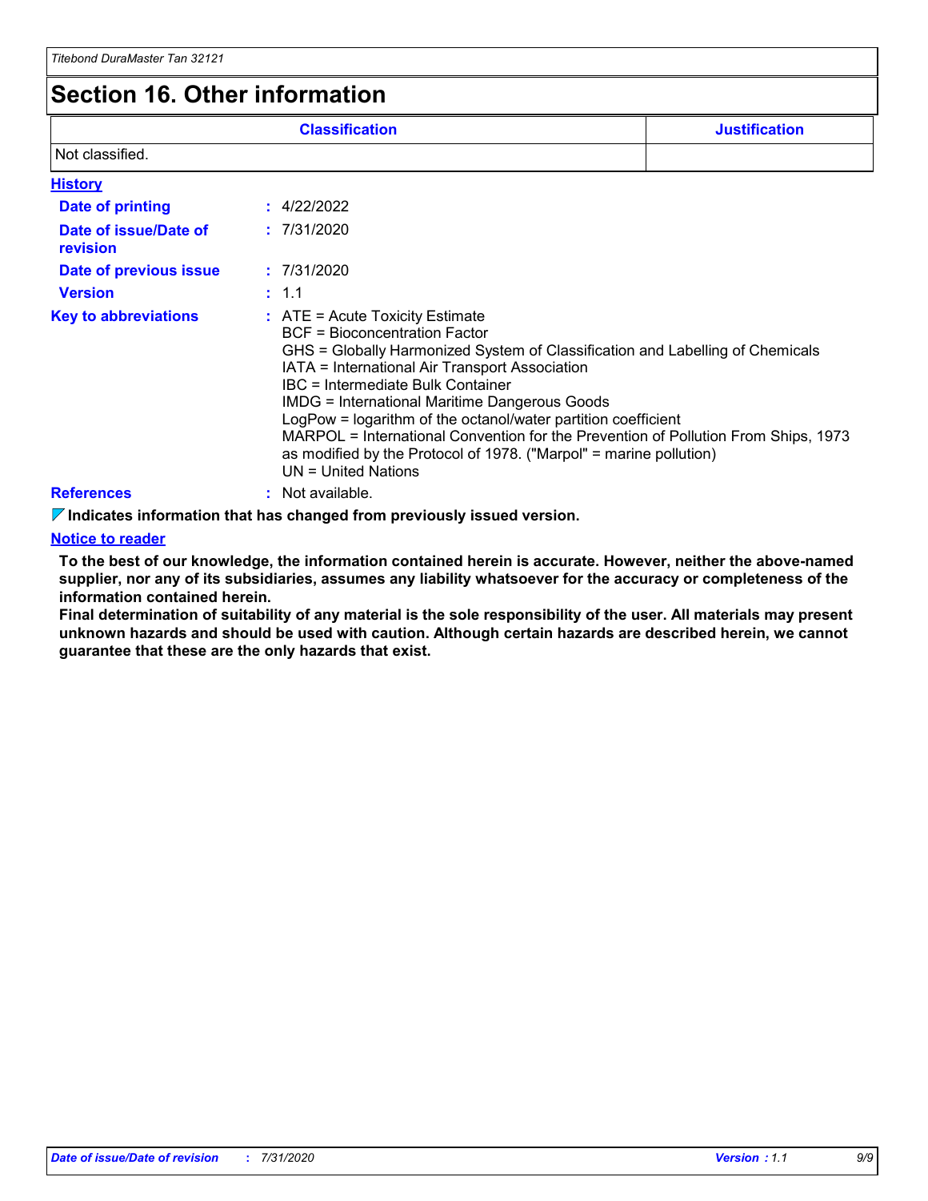# Section 16. Other information

| Classification | Justification |
|---|---|
| Not classified. | |

**History**

**Date of printing** : 4/22/2022

**Date of issue/Date of revision** : 7/31/2020

**Date of previous issue** : 7/31/2020

**Version** : 1.1

**Key to abbreviations** : ATE = Acute Toxicity Estimate
BCF = Bioconcentration Factor
GHS = Globally Harmonized System of Classification and Labelling of Chemicals
IATA = International Air Transport Association
IBC = Intermediate Bulk Container
IMDG = International Maritime Dangerous Goods
LogPow = logarithm of the octanol/water partition coefficient
MARPOL = International Convention for the Prevention of Pollution From Ships, 1973 as modified by the Protocol of 1978. ("Marpol" = marine pollution)
UN = United Nations

**References** : Not available.

**Indicates information that has changed from previously issued version.**

**Notice to reader**

**To the best of our knowledge, the information contained herein is accurate. However, neither the above-named supplier, nor any of its subsidiaries, assumes any liability whatsoever for the accuracy or completeness of the information contained herein.**

**Final determination of suitability of any material is the sole responsibility of the user. All materials may present unknown hazards and should be used with caution. Although certain hazards are described herein, we cannot guarantee that these are the only hazards that exist.**